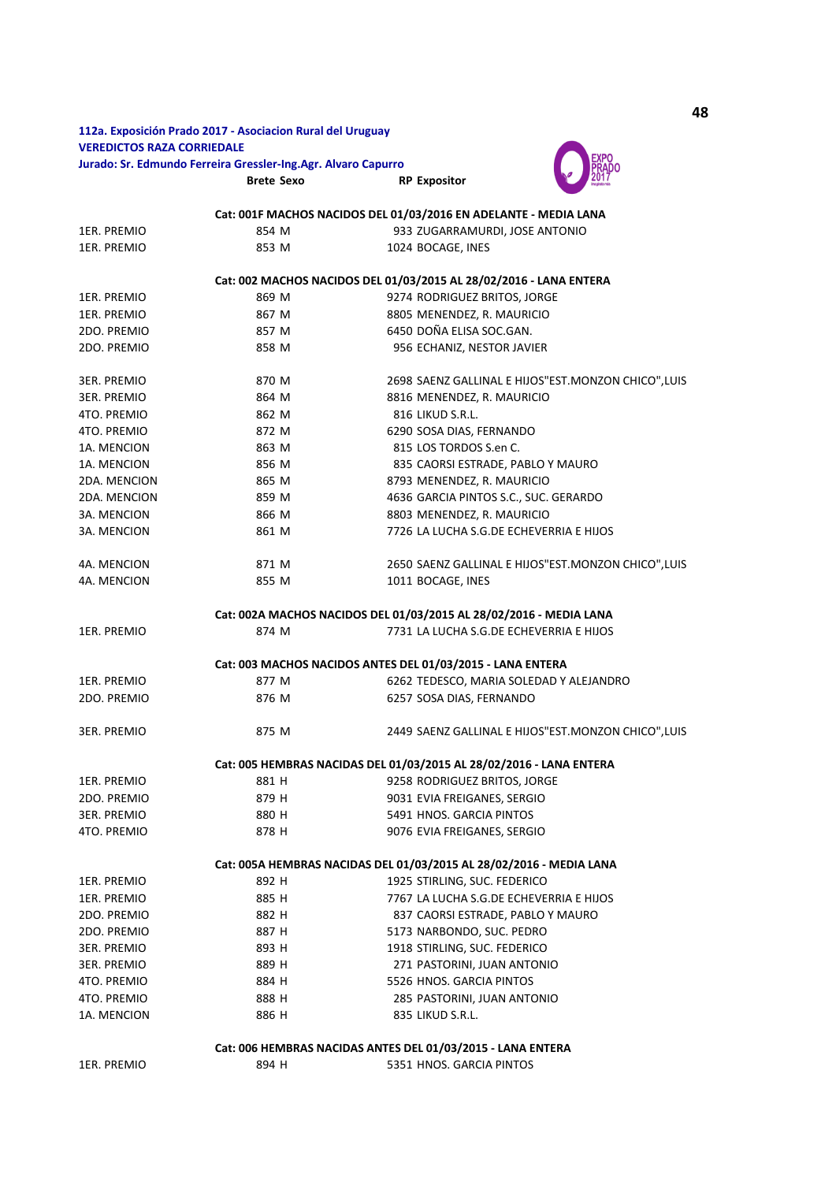**112a. Exposición Prado 2017 - Asociacion Rural del Uruguay**
**VEREDICTOS RAZA CORRIEDALE**
**Jurado: Sr. Edmundo Ferreira Gressler-Ing.Agr. Alvaro Capurro**

| | Brete | Sexo | RP | Expositor |
|---|---|---|---|---|
| | | | | **Cat: 001F MACHOS NACIDOS DEL 01/03/2016 EN ADELANTE - MEDIA LANA** |
| 1ER. PREMIO | 854 | M | 933 | ZUGARRAMURDI, JOSE ANTONIO |
| 1ER. PREMIO | 853 | M | 1024 | BOCAGE, INES |
| | | | | **Cat: 002 MACHOS NACIDOS DEL 01/03/2015 AL 28/02/2016 - LANA ENTERA** |
| 1ER. PREMIO | 869 | M | 9274 | RODRIGUEZ BRITOS, JORGE |
| 1ER. PREMIO | 867 | M | 8805 | MENENDEZ, R. MAURICIO |
| 2DO. PREMIO | 857 | M | 6450 | DOÑA ELISA SOC.GAN. |
| 2DO. PREMIO | 858 | M | 956 | ECHANIZ, NESTOR JAVIER |
| 3ER. PREMIO | 870 | M | 2698 | SAENZ GALLINAL E HIJOS"EST.MONZON CHICO",LUIS |
| 3ER. PREMIO | 864 | M | 8816 | MENENDEZ, R. MAURICIO |
| 4TO. PREMIO | 862 | M | 816 | LIKUD S.R.L. |
| 4TO. PREMIO | 872 | M | 6290 | SOSA DIAS, FERNANDO |
| 1A. MENCION | 863 | M | 815 | LOS TORDOS S.en C. |
| 1A. MENCION | 856 | M | 835 | CAORSI ESTRADE, PABLO Y MAURO |
| 2DA. MENCION | 865 | M | 8793 | MENENDEZ, R. MAURICIO |
| 2DA. MENCION | 859 | M | 4636 | GARCIA PINTOS S.C., SUC. GERARDO |
| 3A. MENCION | 866 | M | 8803 | MENENDEZ, R. MAURICIO |
| 3A. MENCION | 861 | M | 7726 | LA LUCHA S.G.DE ECHEVERRIA E HIJOS |
| 4A. MENCION | 871 | M | 2650 | SAENZ GALLINAL E HIJOS"EST.MONZON CHICO",LUIS |
| 4A. MENCION | 855 | M | 1011 | BOCAGE, INES |
| | | | | **Cat: 002A MACHOS NACIDOS DEL 01/03/2015 AL 28/02/2016 - MEDIA LANA** |
| 1ER. PREMIO | 874 | M | 7731 | LA LUCHA S.G.DE ECHEVERRIA E HIJOS |
| | | | | **Cat: 003 MACHOS NACIDOS ANTES DEL 01/03/2015 - LANA ENTERA** |
| 1ER. PREMIO | 877 | M | 6262 | TEDESCO, MARIA SOLEDAD Y ALEJANDRO |
| 2DO. PREMIO | 876 | M | 6257 | SOSA DIAS, FERNANDO |
| 3ER. PREMIO | 875 | M | 2449 | SAENZ GALLINAL E HIJOS"EST.MONZON CHICO",LUIS |
| | | | | **Cat: 005 HEMBRAS NACIDAS DEL 01/03/2015 AL 28/02/2016 - LANA ENTERA** |
| 1ER. PREMIO | 881 | H | 9258 | RODRIGUEZ BRITOS, JORGE |
| 2DO. PREMIO | 879 | H | 9031 | EVIA FREIGANES, SERGIO |
| 3ER. PREMIO | 880 | H | 5491 | HNOS. GARCIA PINTOS |
| 4TO. PREMIO | 878 | H | 9076 | EVIA FREIGANES, SERGIO |
| | | | | **Cat: 005A HEMBRAS NACIDAS DEL 01/03/2015 AL 28/02/2016 - MEDIA LANA** |
| 1ER. PREMIO | 892 | H | 1925 | STIRLING, SUC. FEDERICO |
| 1ER. PREMIO | 885 | H | 7767 | LA LUCHA S.G.DE ECHEVERRIA E HIJOS |
| 2DO. PREMIO | 882 | H | 837 | CAORSI ESTRADE, PABLO Y MAURO |
| 2DO. PREMIO | 887 | H | 5173 | NARBONDO, SUC. PEDRO |
| 3ER. PREMIO | 893 | H | 1918 | STIRLING, SUC. FEDERICO |
| 3ER. PREMIO | 889 | H | 271 | PASTORINI, JUAN ANTONIO |
| 4TO. PREMIO | 884 | H | 5526 | HNOS. GARCIA PINTOS |
| 4TO. PREMIO | 888 | H | 285 | PASTORINI, JUAN ANTONIO |
| 1A. MENCION | 886 | H | 835 | LIKUD S.R.L. |
| | | | | **Cat: 006 HEMBRAS NACIDAS ANTES DEL 01/03/2015 - LANA ENTERA** |
| 1ER. PREMIO | 894 | H | 5351 | HNOS. GARCIA PINTOS |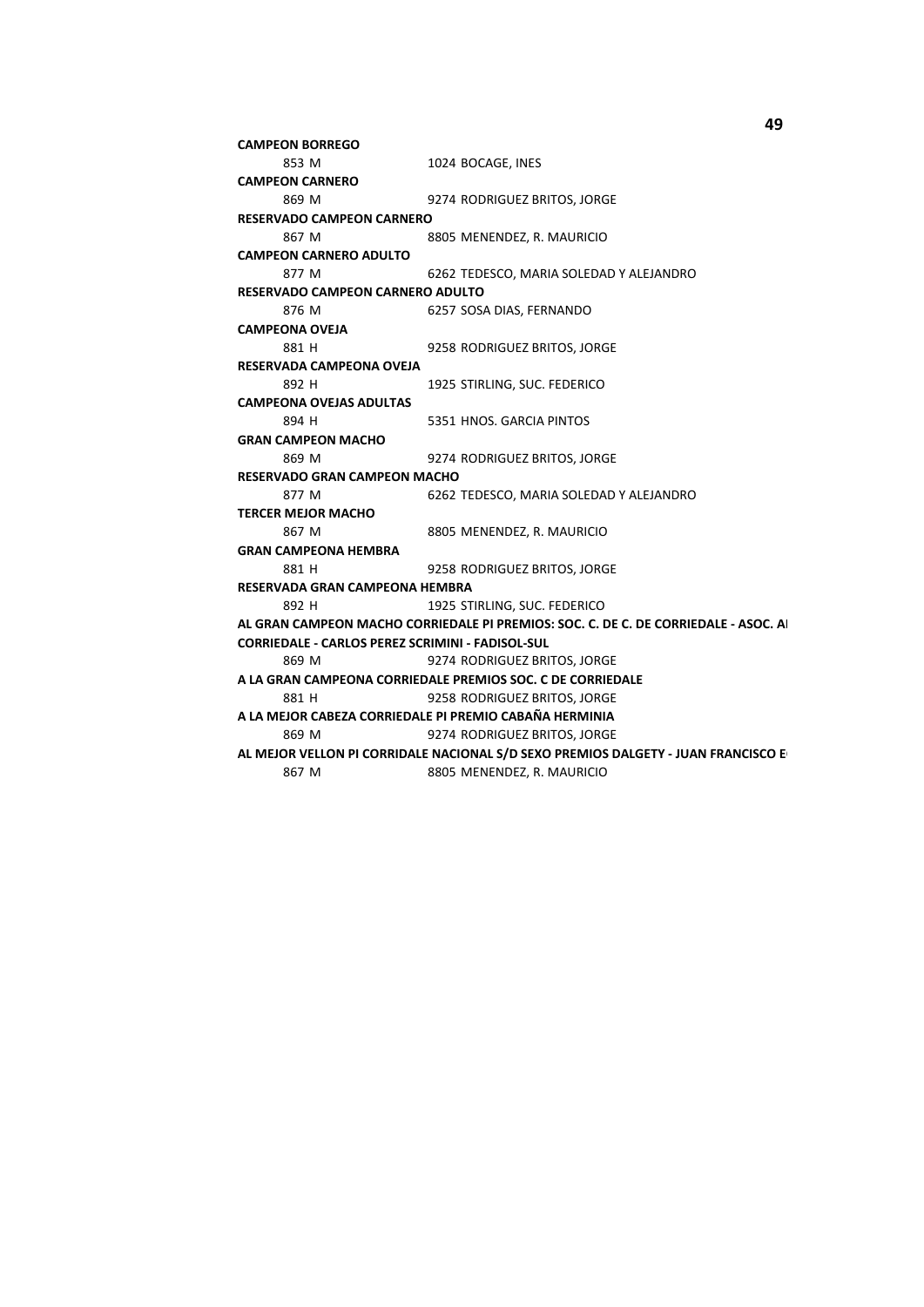**CAMPEON BORREGO**

853 M 1024 BOCAGE, INES

**CAMPEON CARNERO**

869 M 9274 RODRIGUEZ BRITOS, JORGE

**RESERVADO CAMPEON CARNERO**

867 M 8805 MENENDEZ, R. MAURICIO

**CAMPEON CARNERO ADULTO**

877 M 6262 TEDESCO, MARIA SOLEDAD Y ALEJANDRO

**RESERVADO CAMPEON CARNERO ADULTO**

876 M 6257 SOSA DIAS, FERNANDO

**CAMPEONA OVEJA**

881 H 9258 RODRIGUEZ BRITOS, JORGE

**RESERVADA CAMPEONA OVEJA**

892 H 1925 STIRLING, SUC. FEDERICO

**CAMPEONA OVEJAS ADULTAS**

894 H 5351 HNOS. GARCIA PINTOS

**GRAN CAMPEON MACHO**

869 M 9274 RODRIGUEZ BRITOS, JORGE

**RESERVADO GRAN CAMPEON MACHO**

877 M 6262 TEDESCO, MARIA SOLEDAD Y ALEJANDRO

**TERCER MEJOR MACHO**

867 M 8805 MENENDEZ, R. MAURICIO

**GRAN CAMPEONA HEMBRA**

881 H 9258 RODRIGUEZ BRITOS, JORGE

**RESERVADA GRAN CAMPEONA HEMBRA**

892 H 1925 STIRLING, SUC. FEDERICO

**AL GRAN CAMPEON MACHO CORRIEDALE PI PREMIOS: SOC. C. DE C. DE CORRIEDALE - ASOC. A CORRIEDALE - CARLOS PEREZ SCRIMINI - FADISOL-SUL**

869 M 9274 RODRIGUEZ BRITOS, JORGE

**A LA GRAN CAMPEONA CORRIEDALE PREMIOS SOC. C DE CORRIEDALE**

881 H 9258 RODRIGUEZ BRITOS, JORGE

**A LA MEJOR CABEZA CORRIEDALE PI PREMIO CABAÑA HERMINIA**

869 M 9274 RODRIGUEZ BRITOS, JORGE

**AL MEJOR VELLON PI CORRIDALE NACIONAL S/D SEXO PREMIOS DALGETY - JUAN FRANCISCO E**

867 M 8805 MENENDEZ, R. MAURICIO